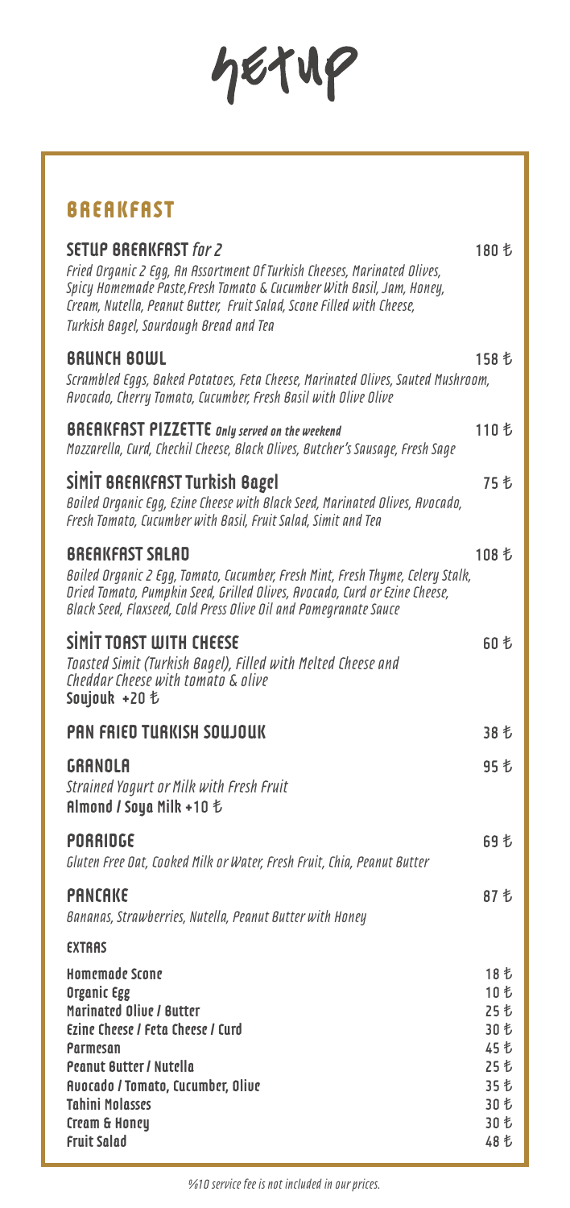# setup

## BREAKFAST

**SETUP BREAKFAST** *for 2* — 180 ₺

*Fried Organic 2 Egg, An Assortment Of Turkish Cheeses, Marinated Olives, Spicy Homemade Paste,Fresh Tomato & Cucumber With Basil, Jam, Honey, Cream, Nutella, Peanut Butter, Fruit Salad, Scone Filled with Cheese, Turkish Bagel, Sourdough Bread and Tea*

**BRUNCH BOWL** — 158 ₺

*Scrambled Eggs, Baked Potatoes, Feta Cheese, Marinated Olives, Sauted Mushroom, Avocado, Cherry Tomato, Cucumber, Fresh Basil with Olive Olive*

**BREAKFAST PIZZETTE** *Only served on the weekend* — 110 ₺

*Mozzarella, Curd, Chechil Cheese, Black Olives, Butcher's Sausage, Fresh Sage*

**SİMİT BREAKFAST Turkish Bagel** — 75 ₺

*Boiled Organic Egg, Ezine Cheese with Black Seed, Marinated Olives, Avocado, Fresh Tomato, Cucumber with Basil, Fruit Salad, Simit and Tea*

**BREAKFAST SALAD** — 108 ₺

*Boiled Organic 2 Egg, Tomato, Cucumber, Fresh Mint, Fresh Thyme, Celery Stalk, Dried Tomato, Pumpkin Seed, Grilled Olives, Avocado, Curd or Ezine Cheese, Black Seed, Flaxseed, Cold Press Olive Oil and Pomegranate Sauce*

**SİMİT TOAST WITH CHEESE** — 60 ₺

*Toasted Simit (Turkish Bagel), Filled with Melted Cheese and Cheddar Cheese with tomato & olive*

**Soujouk +20 ₺**

**PAN FRIED TURKISH SOUJOUK** — 38 ₺

**GRANOLA** — 95 ₺

*Strained Yogurt or Milk with Fresh Fruit*

**Almond / Soya Milk +10 ₺**

**PORRIDGE** — 69 ₺

*Gluten Free Oat, Cooked Milk or Water, Fresh Fruit, Chia, Peanut Butter*

**PANCAKE** — 87 ₺

*Bananas, Strawberries, Nutella, Peanut Butter with Honey*

### EXTRAS

| Item | Price |
|---|---|
| Homemade Scone | 18 ₺ |
| Organic Egg | 10 ₺ |
| Marinated Olive / Butter | 25 ₺ |
| Ezine Cheese / Feta Cheese / Curd | 30 ₺ |
| Parmesan | 45 ₺ |
| Peanut Butter / Nutella | 25 ₺ |
| Avocado / Tomato, Cucumber, Olive | 35 ₺ |
| Tahini Molasses | 30 ₺ |
| Cream & Honey | 30 ₺ |
| Fruit Salad | 48 ₺ |

*%10 service fee is not included in our prices.*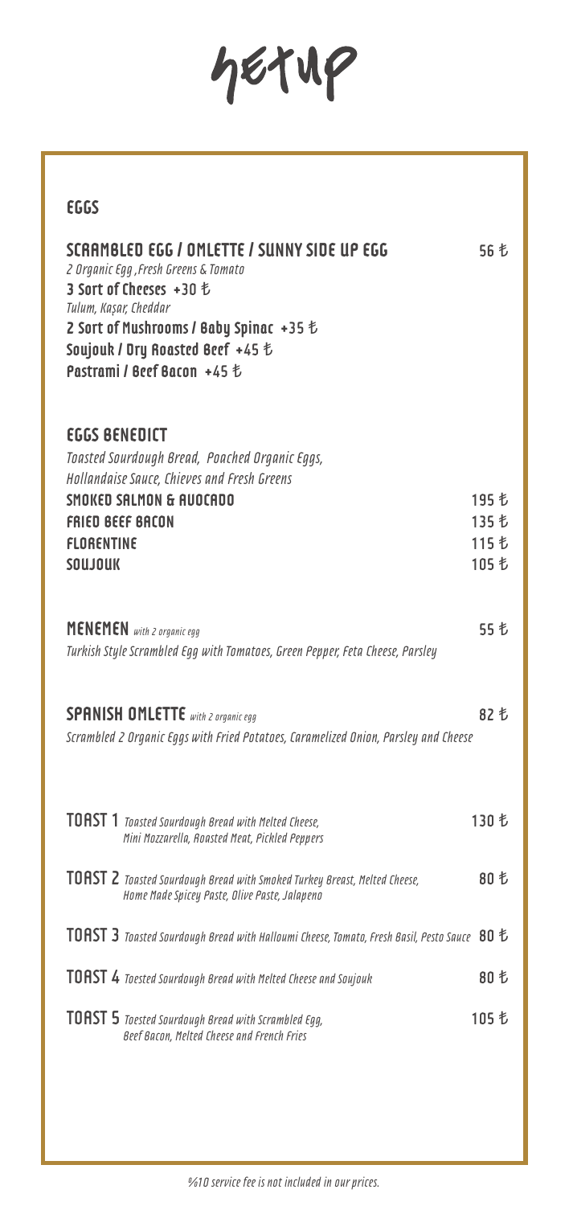# setup

## EGGS

**SCRAMBLED EGG / OMLETTE / SUNNY SIDE UP EGG** 56 ₺
*2 Organic Egg ,Fresh Greens & Tomato*
**3 Sort of Cheeses +30 ₺**
*Tulum, Kaşar, Cheddar*
**2 Sort of Mushrooms / Baby Spinac +35 ₺**
**Soujouk / Dry Roasted Beef +45 ₺**
**Pastrami / Beef Bacon +45 ₺**

**EGGS BENEDICT**
*Toasted Sourdough Bread, Poached Organic Eggs, Hollandaise Sauce, Chieves and Fresh Greens*

| | |
|---|---|
| **SMOKED SALMON & AVOCADO** | 195 ₺ |
| **FRIED BEEF BACON** | 135 ₺ |
| **FLORENTINE** | 115 ₺ |
| **SOUJOUK** | 105 ₺ |

**MENEMEN** *with 2 organic egg* 55 ₺
*Turkish Style Scrambled Egg with Tomatoes, Green Pepper, Feta Cheese, Parsley*

**SPANISH OMLETTE** *with 2 organic egg* 82 ₺
*Scrambled 2 Organic Eggs with Fried Potatoes, Caramelized Onion, Parsley and Cheese*

**TOAST 1** *Toasted Sourdough Bread with Melted Cheese, Mini Mozzarella, Roasted Meat, Pickled Peppers* 130 ₺

**TOAST 2** *Toasted Sourdough Bread with Smoked Turkey Breast, Melted Cheese, Home Made Spicey Paste, Olive Paste, Jalapeno* 80 ₺

**TOAST 3** *Toasted Sourdough Bread with Halloumi Cheese, Tomato, Fresh Basil, Pesto Sauce* 80 ₺

**TOAST 4** *Toested Sourdough Bread with Melted Cheese and Soujouk* 80 ₺

**TOAST 5** *Toested Sourdough Bread with Scrambled Egg, Beef Bacon, Melted Cheese and French Fries* 105 ₺

*%10 service fee is not included in our prices.*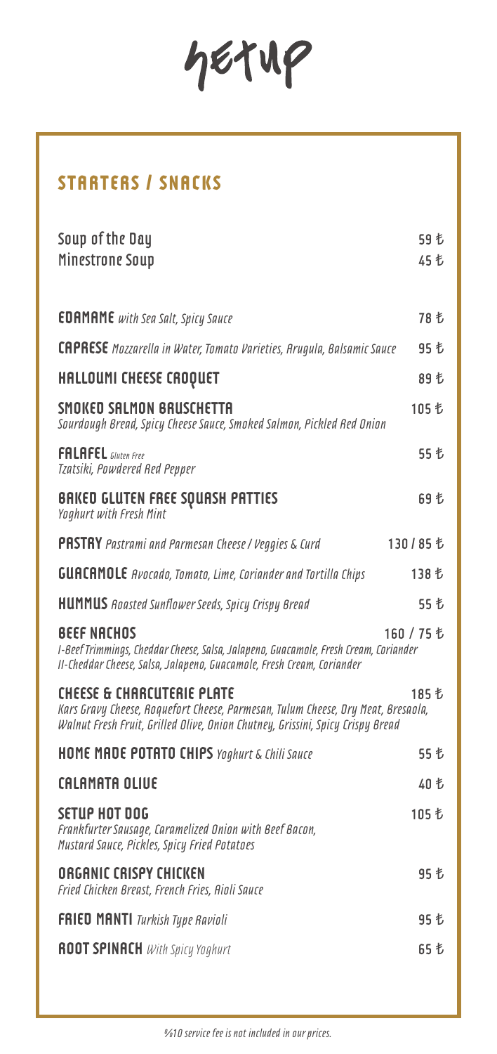# SETUP

## STARTERS / SNACKS

| Item | Price |
|---|---|
| Soup of the Day | 59 ₺ |
| Minestrone Soup | 45 ₺ |
| **EDAMAME** *with Sea Salt, Spicy Sauce* | 78 ₺ |
| **CAPRESE** *Mozzarella in Water, Tomato Varieties, Arugula, Balsamic Sauce* | 95 ₺ |
| **HALLOUMI CHEESE CROQUET** | 89 ₺ |
| **SMOKED SALMON BRUSCHETTA** *Sourdough Bread, Spicy Cheese Sauce, Smoked Salmon, Pickled Red Onion* | 105 ₺ |
| **FALAFEL** *Gluten Free* *Tzatsiki, Powdered Red Pepper* | 55 ₺ |
| **BAKED GLUTEN FREE SQUASH PATTIES** *Yoghurt with Fresh Mint* | 69 ₺ |
| **PASTRY** *Pastrami and Parmesan Cheese / Veggies & Curd* | 130 / 85 ₺ |
| **GUACAMOLE** *Avocado, Tomato, Lime, Coriander and Tortilla Chips* | 138 ₺ |
| **HUMMUS** *Roasted Sunflower Seeds, Spicy Crispy Bread* | 55 ₺ |
| **BEEF NACHOS** *I-Beef Trimmings, Cheddar Cheese, Salsa, Jalapeno, Guacamole, Fresh Cream, Coriander* *II-Cheddar Cheese, Salsa, Jalapeno, Guacamole, Fresh Cream, Coriander* | 160 / 75 ₺ |
| **CHEESE & CHARCUTERIE PLATE** *Kars Gravy Cheese, Roquefort Cheese, Parmesan, Tulum Cheese, Dry Meat, Bresaola, Walnut Fresh Fruit, Grilled Olive, Onion Chutney, Grissini, Spicy Crispy Bread* | 185 ₺ |
| **HOME MADE POTATO CHIPS** *Yoghurt & Chili Sauce* | 55 ₺ |
| **CALAMATA OLIVE** | 40 ₺ |
| **SETUP HOT DOG** *Frankfurter Sausage, Caramelized Onion with Beef Bacon, Mustard Sauce, Pickles, Spicy Fried Potatoes* | 105 ₺ |
| **ORGANIC CRISPY CHICKEN** *Fried Chicken Breast, French Fries, Aioli Sauce* | 95 ₺ |
| **FRIED MANTI** *Turkish Type Ravioli* | 95 ₺ |
| **ROOT SPINACH** *With Spicy Yoghurt* | 65 ₺ |

*%10 service fee is not included in our prices.*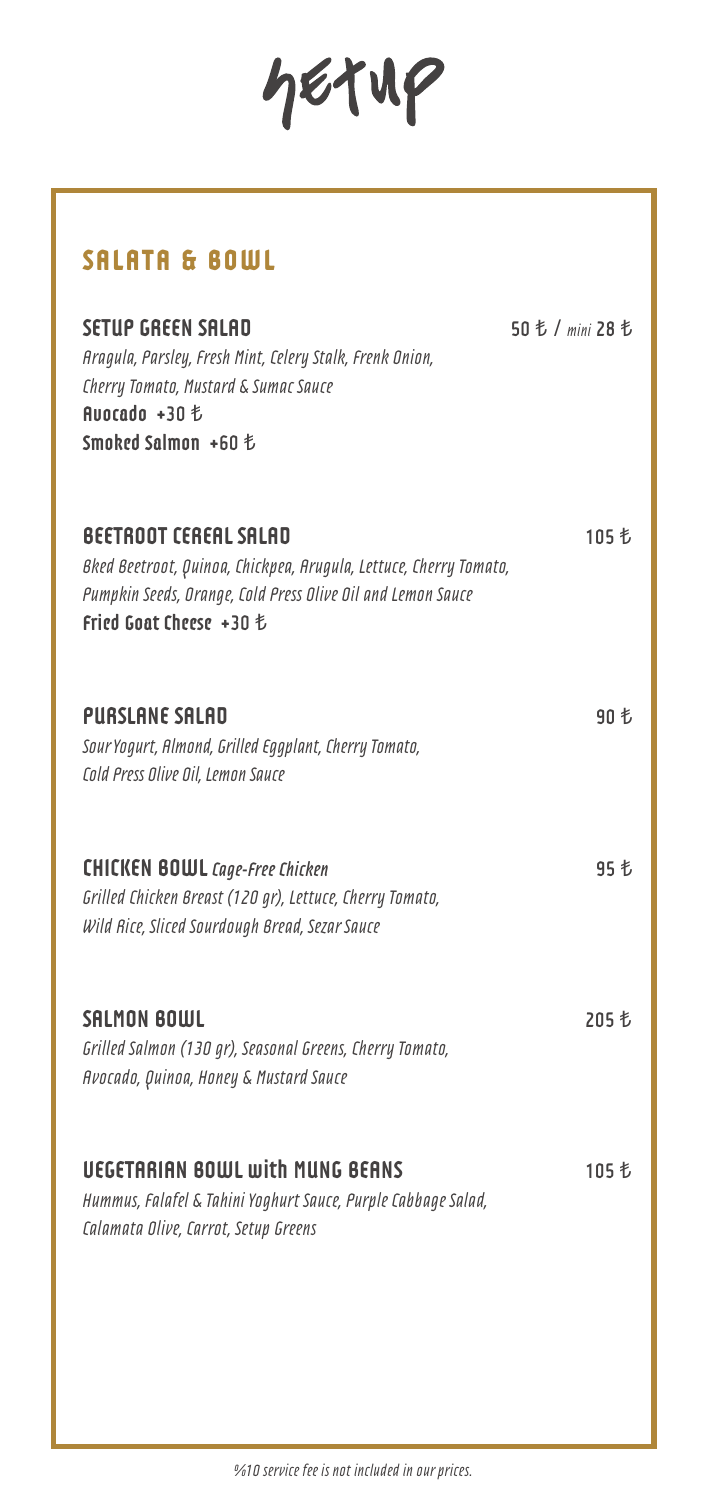# setup

## SALATA & BOWL

**SETUP GREEN SALAD** — 50 ₺ / *mini* 28 ₺

*Aragula, Parsley, Fresh Mint, Celery Stalk, Frenk Onion, Cherry Tomato, Mustard & Sumac Sauce*

**Avocado +30 ₺**

**Smoked Salmon +60 ₺**

**BEETROOT CEREAL SALAD** — 105 ₺

*Bked Beetroot, Quinoa, Chickpea, Arugula, Lettuce, Cherry Tomato, Pumpkin Seeds, Orange, Cold Press Olive Oil and Lemon Sauce*

**Fried Goat Cheese +30 ₺**

**PURSLANE SALAD** — 90 ₺

*Sour Yogurt, Almond, Grilled Eggplant, Cherry Tomato, Cold Press Olive Oil, Lemon Sauce*

**CHICKEN BOWL** *Cage-Free Chicken* — 95 ₺

*Grilled Chicken Breast (120 gr), Lettuce, Cherry Tomato, Wild Rice, Sliced Sourdough Bread, Sezar Sauce*

**SALMON BOWL** — 205 ₺

*Grilled Salmon (130 gr), Seasonal Greens, Cherry Tomato, Avocado, Quinoa, Honey & Mustard Sauce*

**VEGETARIAN BOWL with MUNG BEANS** — 105 ₺

*Hummus, Falafel & Tahini Yoghurt Sauce, Purple Cabbage Salad, Calamata Olive, Carrot, Setup Greens*

*%10 service fee is not included in our prices.*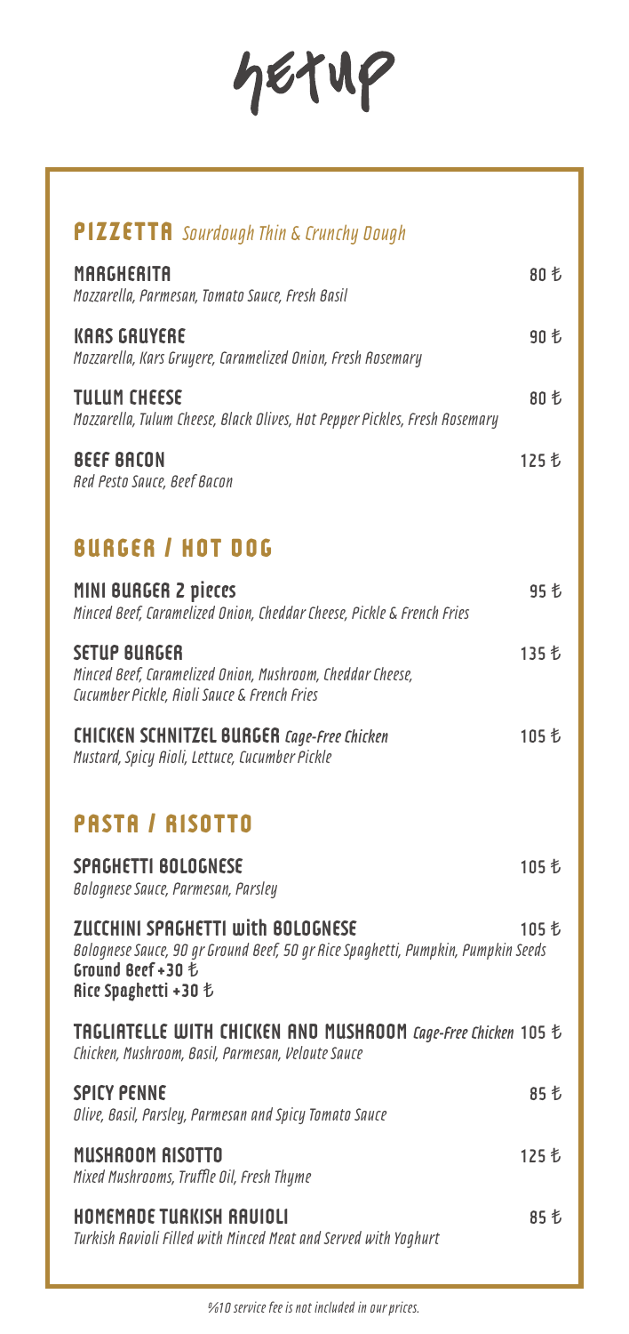# setup

## PIZZETTA *Sourdough Thin & Crunchy Dough*

**MARGHERITA** — 80 ₺
*Mozzarella, Parmesan, Tomato Sauce, Fresh Basil*

**KARS GRUYERE** — 90 ₺
*Mozzarella, Kars Gruyere, Caramelized Onion, Fresh Rosemary*

**TULUM CHEESE** — 80 ₺
*Mozzarella, Tulum Cheese, Black Olives, Hot Pepper Pickles, Fresh Rosemary*

**BEEF BACON** — 125 ₺
*Red Pesto Sauce, Beef Bacon*

## BURGER / HOT DOG

**MINI BURGER 2 pieces** — 95 ₺
*Minced Beef, Caramelized Onion, Cheddar Cheese, Pickle & French Fries*

**SETUP BURGER** — 135 ₺
*Minced Beef, Caramelized Onion, Mushroom, Cheddar Cheese, Cucumber Pickle, Aioli Sauce & French Fries*

**CHICKEN SCHNITZEL BURGER** *Cage-Free Chicken* — 105 ₺
*Mustard, Spicy Aioli, Lettuce, Cucumber Pickle*

## PASTA / RISOTTO

**SPAGHETTI BOLOGNESE** — 105 ₺
*Bolognese Sauce, Parmesan, Parsley*

**ZUCCHINI SPAGHETTI with BOLOGNESE** — 105 ₺
*Bolognese Sauce, 90 gr Ground Beef, 50 gr Rice Spaghetti, Pumpkin, Pumpkin Seeds*
**Ground Beef +30 ₺**
**Rice Spaghetti +30 ₺**

**TAGLIATELLE WITH CHICKEN AND MUSHROOM** *Cage-Free Chicken* — 105 ₺
*Chicken, Mushroom, Basil, Parmesan, Veloute Sauce*

**SPICY PENNE** — 85 ₺
*Olive, Basil, Parsley, Parmesan and Spicy Tomato Sauce*

**MUSHROOM RISOTTO** — 125 ₺
*Mixed Mushrooms, Truffle Oil, Fresh Thyme*

**HOMEMADE TURKISH RAVIOLI** — 85 ₺
*Turkish Ravioli Filled with Minced Meat and Served with Yoghurt*

*%10 service fee is not included in our prices.*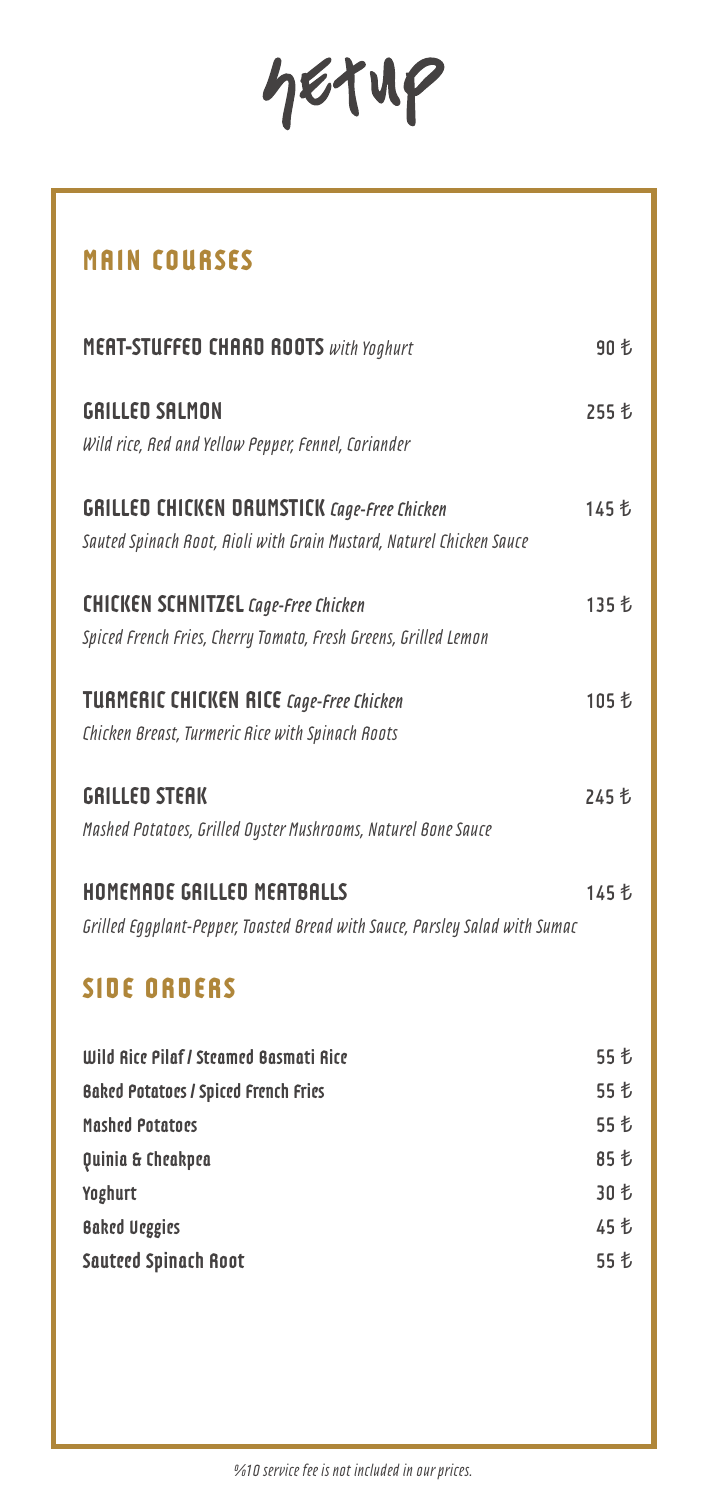# getup

## MAIN COURSES

**MEAT-STUFFED CHARD ROOTS** *with Yoghurt* 90 ₺

**GRILLED SALMON** 255 ₺
*Wild rice, Red and Yellow Pepper, Fennel, Coriander*

**GRILLED CHICKEN DRUMSTICK** *Cage-Free Chicken* 145 ₺
*Sauted Spinach Root, Aioli with Grain Mustard, Naturel Chicken Sauce*

**CHICKEN SCHNITZEL** *Cage-Free Chicken* 135 ₺
*Spiced French Fries, Cherry Tomato, Fresh Greens, Grilled Lemon*

**TURMERIC CHICKEN RICE** *Cage-Free Chicken* 105 ₺
*Chicken Breast, Turmeric Rice with Spinach Roots*

**GRILLED STEAK** 245 ₺
*Mashed Potatoes, Grilled Oyster Mushrooms, Naturel Bone Sauce*

**HOMEMADE GRILLED MEATBALLS** 145 ₺
*Grilled Eggplant-Pepper, Toasted Bread with Sauce, Parsley Salad with Sumac*

## SIDE ORDERS

| Item | Price |
| --- | --- |
| Wild Rice Pilaf / Steamed Basmati Rice | 55 ₺ |
| Baked Potatoes / Spiced French Fries | 55 ₺ |
| Mashed Potatoes | 55 ₺ |
| Quinia & Cheakpea | 85 ₺ |
| Yoghurt | 30 ₺ |
| Baked Veggies | 45 ₺ |
| Sauteed Spinach Root | 55 ₺ |

*%10 service fee is not included in our prices.*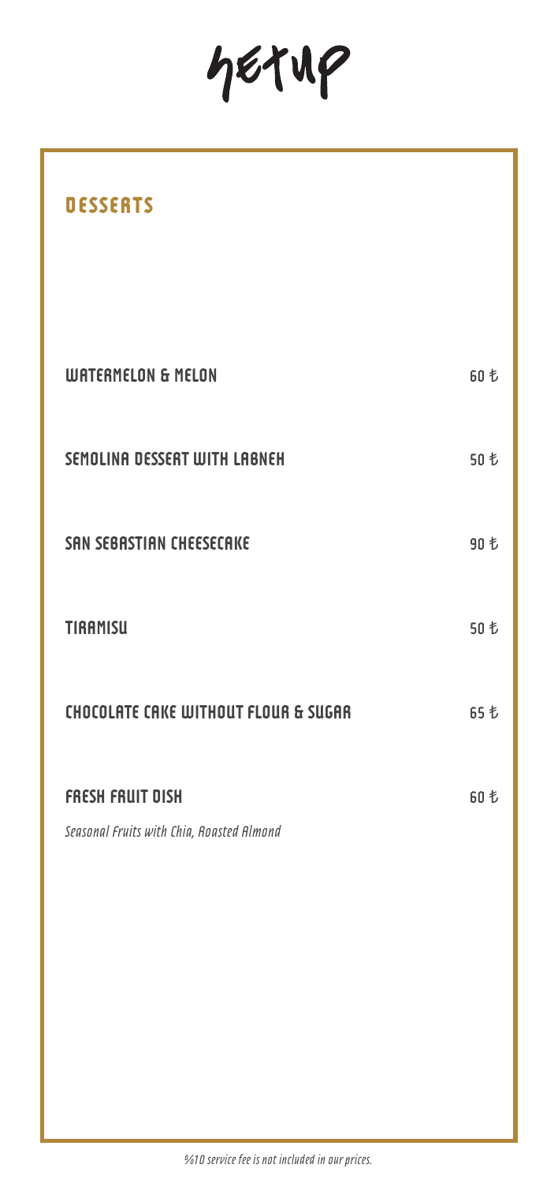# setup

## DESSERTS

| | |
|---|---|
| WATERMELON & MELON | 60 ₺ |
| SEMOLINA DESSERT WITH LABNEH | 50 ₺ |
| SAN SEBASTIAN CHEESECAKE | 90 ₺ |
| TIRAMISU | 50 ₺ |
| CHOCOLATE CAKE WITHOUT FLOUR & SUGAR | 65 ₺ |
| FRESH FRUIT DISH<br>*Seasonal Fruits with Chia, Roasted Almond* | 60 ₺ |

*%10 service fee is not included in our prices.*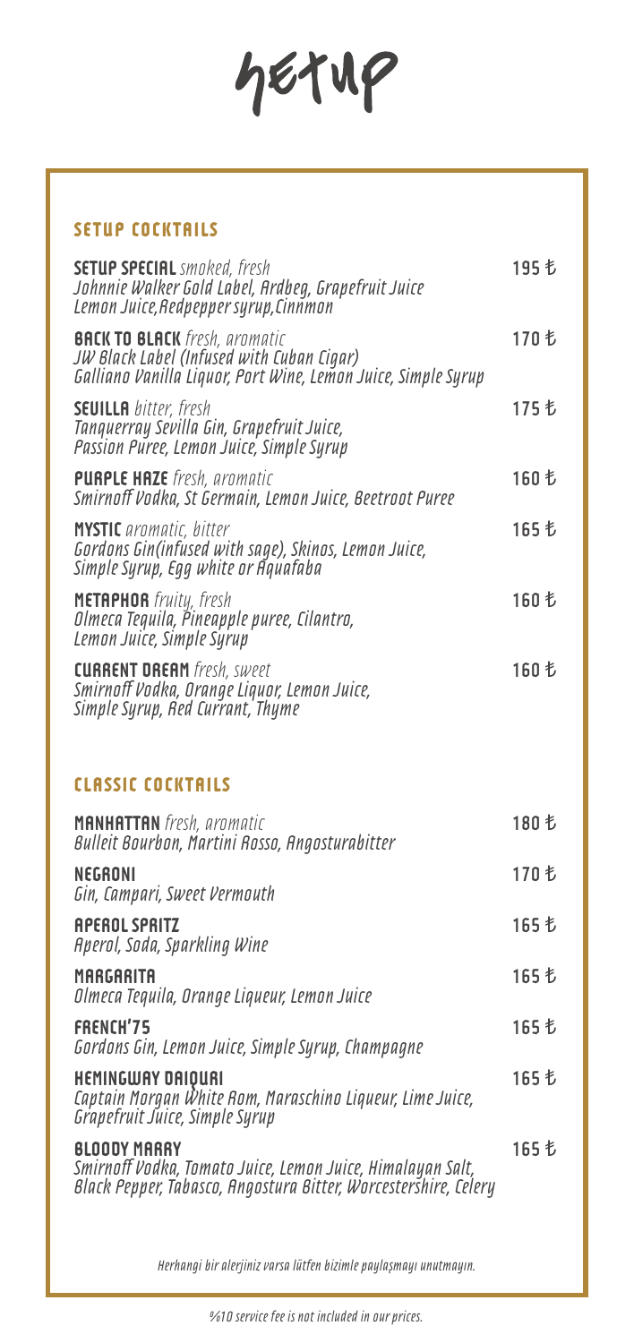# setup

## SETUP COCKTAILS

**SETUP SPECIAL** *smoked, fresh* — 195 ₺
*Johnnie Walker Gold Label, Ardbeg, Grapefruit Juice Lemon Juice,Redpepper syrup,Cinnmon*

**BACK TO BLACK** *fresh, aromatic* — 170 ₺
*JW Black Label (Infused with Cuban Cigar) Galliano Vanilla Liquor, Port Wine, Lemon Juice, Simple Syrup*

**SEVILLA** *bitter, fresh* — 175 ₺
*Tanquerray Sevilla Gin, Grapefruit Juice, Passion Puree, Lemon Juice, Simple Syrup*

**PURPLE HAZE** *fresh, aromatic* — 160 ₺
*Smirnoff Vodka, St Germain, Lemon Juice, Beetroot Puree*

**MYSTIC** *aromatic, bitter* — 165 ₺
*Gordons Gin(infused with sage), Skinos, Lemon Juice, Simple Syrup, Egg white or Aquafaba*

**METAPHOR** *fruity, fresh* — 160 ₺
*Olmeca Tequila, Pineapple puree, Cilantro, Lemon Juice, Simple Syrup*

**CURRENT DREAM** *fresh, sweet* — 160 ₺
*Smirnoff Vodka, Orange Liquor, Lemon Juice, Simple Syrup, Red Currant, Thyme*

## CLASSIC COCKTAILS

**MANHATTAN** *fresh, aromatic* — 180 ₺
*Bulleit Bourbon, Martini Rosso, Angosturabitter*

**NEGRONI** — 170 ₺
*Gin, Campari, Sweet Vermouth*

**APEROL SPRITZ** — 165 ₺
*Aperol, Soda, Sparkling Wine*

**MARGARITA** — 165 ₺
*Olmeca Tequila, Orange Liqueur, Lemon Juice*

**FRENCH'75** — 165 ₺
*Gordons Gin, Lemon Juice, Simple Syrup, Champagne*

**HEMINGWAY DAIQUARI** — 165 ₺
*Captain Morgan White Rom, Maraschino Liqueur, Lime Juice, Grapefruit Juice, Simple Syrup*

**BLOODY MARRY** — 165 ₺
*Smirnoff Vodka, Tomato Juice, Lemon Juice, Himalayan Salt, Black Pepper, Tabasco, Angostura Bitter, Worcestershire, Celery*

*Herhangi bir alerjiniz varsa lütfen bizimle paylaşmayı unutmayın.*

*%10 service fee is not included in our prices.*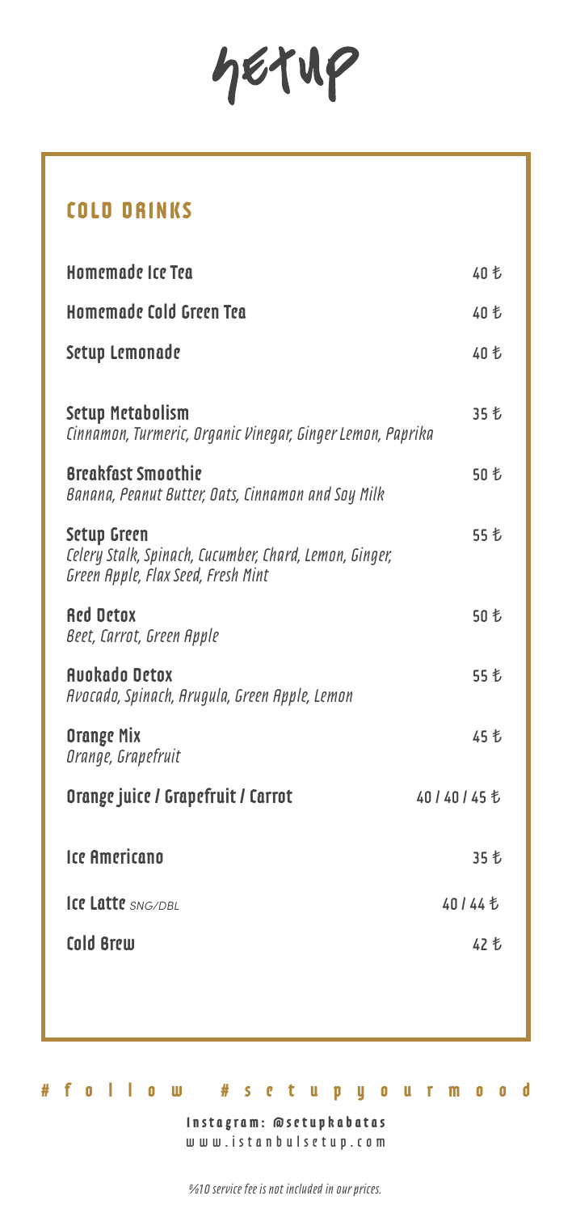# SETUP

## COLD DRINKS

| Item | Price |
|---|---|
| **Homemade Ice Tea** | 40 ₺ |
| **Homemade Cold Green Tea** | 40 ₺ |
| **Setup Lemonade** | 40 ₺ |
| **Setup Metabolism**<br>*Cinnamon, Turmeric, Organic Vinegar, Ginger Lemon, Paprika* | 35 ₺ |
| **Breakfast Smoothie**<br>*Banana, Peanut Butter, Oats, Cinnamon and Soy Milk* | 50 ₺ |
| **Setup Green**<br>*Celery Stalk, Spinach, Cucumber, Chard, Lemon, Ginger, Green Apple, Flax Seed, Fresh Mint* | 55 ₺ |
| **Red Detox**<br>*Beet, Carrot, Green Apple* | 50 ₺ |
| **Avokado Detox**<br>*Avocado, Spinach, Arugula, Green Apple, Lemon* | 55 ₺ |
| **Orange Mix**<br>*Orange, Grapefruit* | 45 ₺ |
| **Orange juice / Grapefruit / Carrot** | 40 / 40 / 45 ₺ |
| **Ice Americano** | 35 ₺ |
| **Ice Latte** SNG/DBL | 40 / 44 ₺ |
| **Cold Brew** | 42 ₺ |

#follow #setupyourmood

Instagram: @setupkabatas
www.istanbulsetup.com

*%10 service fee is not included in our prices.*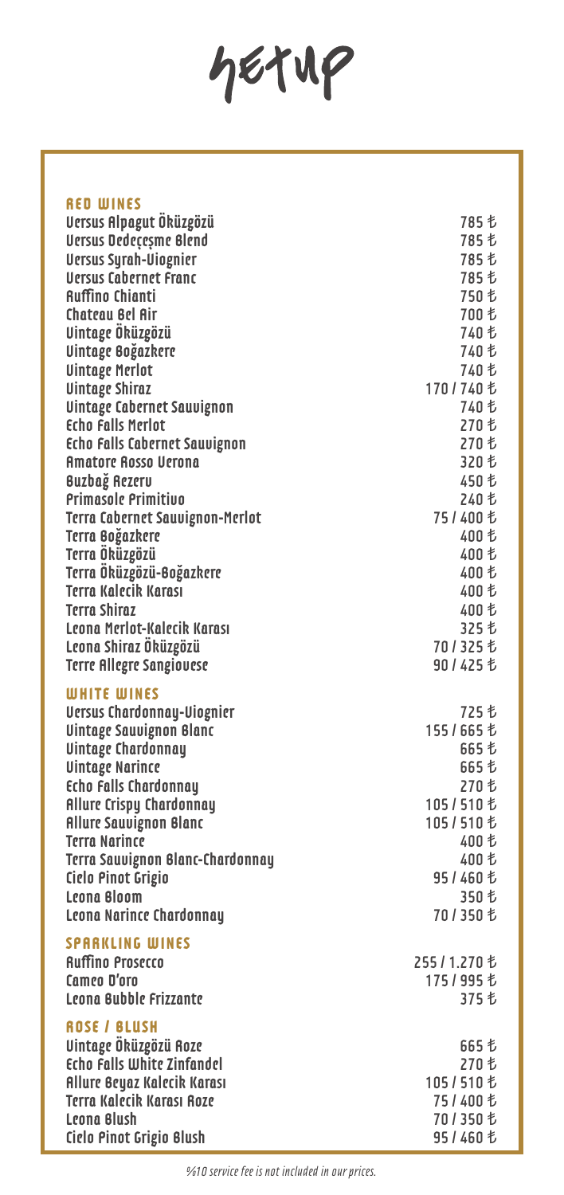# setup

## RED WINES

| Wine | Price |
|---|---|
| Versus Alpagut Öküzgözü | 785 ₺ |
| Versus Dedeçeşme Blend | 785 ₺ |
| Versus Syrah-Viognier | 785 ₺ |
| Versus Cabernet Franc | 785 ₺ |
| Ruffino Chianti | 750 ₺ |
| Chateau Bel Air | 700 ₺ |
| Vintage Öküzgözü | 740 ₺ |
| Vintage Boğazkere | 740 ₺ |
| Vintage Merlot | 740 ₺ |
| Vintage Shiraz | 170 / 740 ₺ |
| Vintage Cabernet Sauvignon | 740 ₺ |
| Echo Falls Merlot | 270 ₺ |
| Echo Falls Cabernet Sauvignon | 270 ₺ |
| Amatore Rosso Verona | 320 ₺ |
| Buzbağ Rezerv | 450 ₺ |
| Primasole Primitivo | 240 ₺ |
| Terra Cabernet Sauvignon-Merlot | 75 / 400 ₺ |
| Terra Boğazkere | 400 ₺ |
| Terra Öküzgözü | 400 ₺ |
| Terra Öküzgözü-Boğazkere | 400 ₺ |
| Terra Kalecik Karası | 400 ₺ |
| Terra Shiraz | 400 ₺ |
| Leona Merlot-Kalecik Karası | 325 ₺ |
| Leona Shiraz Öküzgözü | 70 / 325 ₺ |
| Terre Allegre Sangiovese | 90 / 425 ₺ |

## WHITE WINES

| Wine | Price |
|---|---|
| Versus Chardonnay-Viognier | 725 ₺ |
| Vintage Sauvignon Blanc | 155 / 665 ₺ |
| Vintage Chardonnay | 665 ₺ |
| Vintage Narince | 665 ₺ |
| Echo Falls Chardonnay | 270 ₺ |
| Allure Crispy Chardonnay | 105 / 510 ₺ |
| Allure Sauvignon Blanc | 105 / 510 ₺ |
| Terra Narince | 400 ₺ |
| Terra Sauvignon Blanc-Chardonnay | 400 ₺ |
| Cielo Pinot Grigio | 95 / 460 ₺ |
| Leona Bloom | 350 ₺ |
| Leona Narince Chardonnay | 70 / 350 ₺ |

## SPARKLING WINES

| Wine | Price |
|---|---|
| Ruffino Prosecco | 255 / 1.270 ₺ |
| Cameo D'oro | 175 / 995 ₺ |
| Leona Bubble Frizzante | 375 ₺ |

## ROSE / BLUSH

| Wine | Price |
|---|---|
| Vintage Öküzgözü Roze | 665 ₺ |
| Echo Falls White Zinfandel | 270 ₺ |
| Allure Beyaz Kalecik Karası | 105 / 510 ₺ |
| Terra Kalecik Karası Roze | 75 / 400 ₺ |
| Leona Blush | 70 / 350 ₺ |
| Cielo Pinot Grigio Blush | 95 / 460 ₺ |

*%10 service fee is not included in our prices.*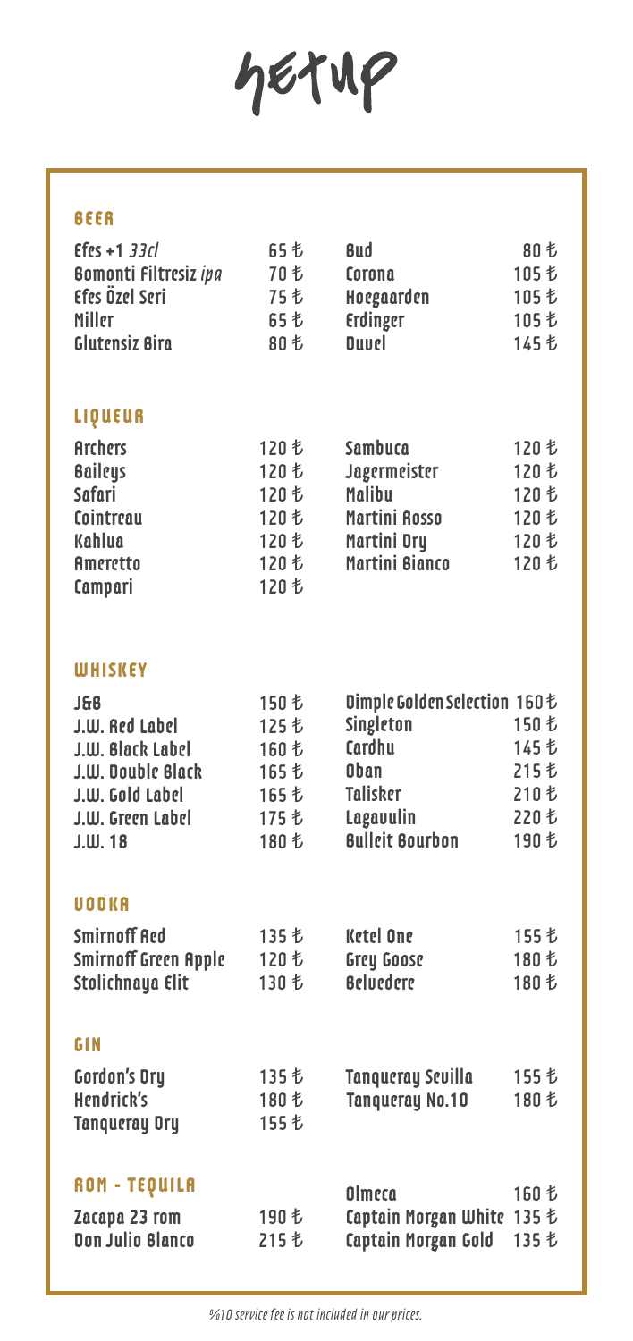# setup

## BEER

| | | | |
|---|---|---|---|
| Efes +1 *33cl* | 65 ₺ | Bud | 80 ₺ |
| Bomonti Filtresiz *ipa* | 70 ₺ | Corona | 105 ₺ |
| Efes Özel Seri | 75 ₺ | Hoegaarden | 105 ₺ |
| Miller | 65 ₺ | Erdinger | 105 ₺ |
| Glutensiz Bira | 80 ₺ | Duvel | 145 ₺ |

## LIQUEUR

| | | | |
|---|---|---|---|
| Archers | 120 ₺ | Sambuca | 120 ₺ |
| Baileys | 120 ₺ | Jagermeister | 120 ₺ |
| Safari | 120 ₺ | Malibu | 120 ₺ |
| Cointreau | 120 ₺ | Martini Rosso | 120 ₺ |
| Kahlua | 120 ₺ | Martini Dry | 120 ₺ |
| Ameretto | 120 ₺ | Martini Bianco | 120 ₺ |
| Campari | 120 ₺ | | |

## WHISKEY

| | | | |
|---|---|---|---|
| J&B | 150 ₺ | Dimple Golden Selection | 160 ₺ |
| J.W. Red Label | 125 ₺ | Singleton | 150 ₺ |
| J.W. Black Label | 160 ₺ | Cardhu | 145 ₺ |
| J.W. Double Black | 165 ₺ | Oban | 215 ₺ |
| J.W. Gold Label | 165 ₺ | Talisker | 210 ₺ |
| J.W. Green Label | 175 ₺ | Lagavulin | 220 ₺ |
| J.W. 18 | 180 ₺ | Bulleit Bourbon | 190 ₺ |

## VODKA

| | | | |
|---|---|---|---|
| Smirnoff Red | 135 ₺ | Ketel One | 155 ₺ |
| Smirnoff Green Apple | 120 ₺ | Grey Goose | 180 ₺ |
| Stolichnaya Elit | 130 ₺ | Beluedere | 180 ₺ |

## GIN

| | | | |
|---|---|---|---|
| Gordon's Dry | 135 ₺ | Tanqueray Sevilla | 155 ₺ |
| Hendrick's | 180 ₺ | Tanqueray No.10 | 180 ₺ |
| Tanqueray Dry | 155 ₺ | | |

## ROM - TEQUILA

| | | | |
|---|---|---|---|
| Zacapa 23 rom | 190 ₺ | Olmeca | 160 ₺ |
| Don Julio Blanco | 215 ₺ | Captain Morgan White | 135 ₺ |
| | | Captain Morgan Gold | 135 ₺ |

*%10 service fee is not included in our prices.*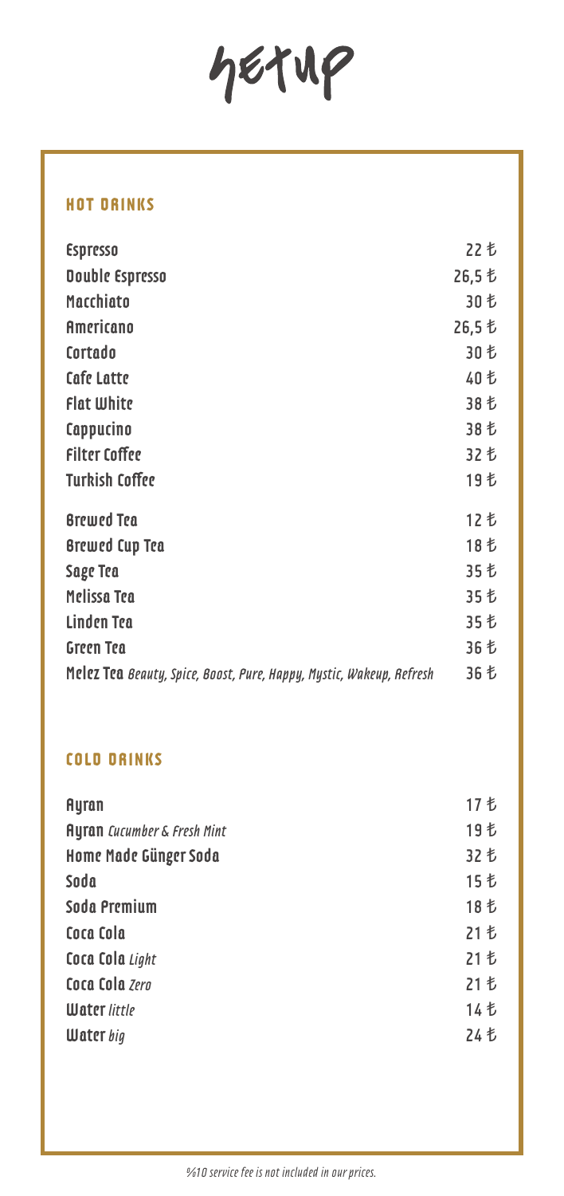# SETUP

## HOT DRINKS

| | |
|---|---|
| Espresso | 22 ₺ |
| Double Espresso | 26,5 ₺ |
| Macchiato | 30 ₺ |
| Americano | 26,5 ₺ |
| Cortado | 30 ₺ |
| Cafe Latte | 40 ₺ |
| Flat White | 38 ₺ |
| Cappucino | 38 ₺ |
| Filter Coffee | 32 ₺ |
| Turkish Coffee | 19 ₺ |
| Brewed Tea | 12 ₺ |
| Brewed Cup Tea | 18 ₺ |
| Sage Tea | 35 ₺ |
| Melissa Tea | 35 ₺ |
| Linden Tea | 35 ₺ |
| Green Tea | 36 ₺ |
| Melez Tea *Beauty, Spice, Boost, Pure, Happy, Mystic, Wakeup, Refresh* | 36 ₺ |

## COLD DRINKS

| | |
|---|---|
| Ayran | 17 ₺ |
| Ayran *Cucumber & Fresh Mint* | 19 ₺ |
| Home Made Günger Soda | 32 ₺ |
| Soda | 15 ₺ |
| Soda Premium | 18 ₺ |
| Coca Cola | 21 ₺ |
| Coca Cola *Light* | 21 ₺ |
| Coca Cola *Zero* | 21 ₺ |
| Water *little* | 14 ₺ |
| Water *big* | 24 ₺ |

*%10 service fee is not included in our prices.*